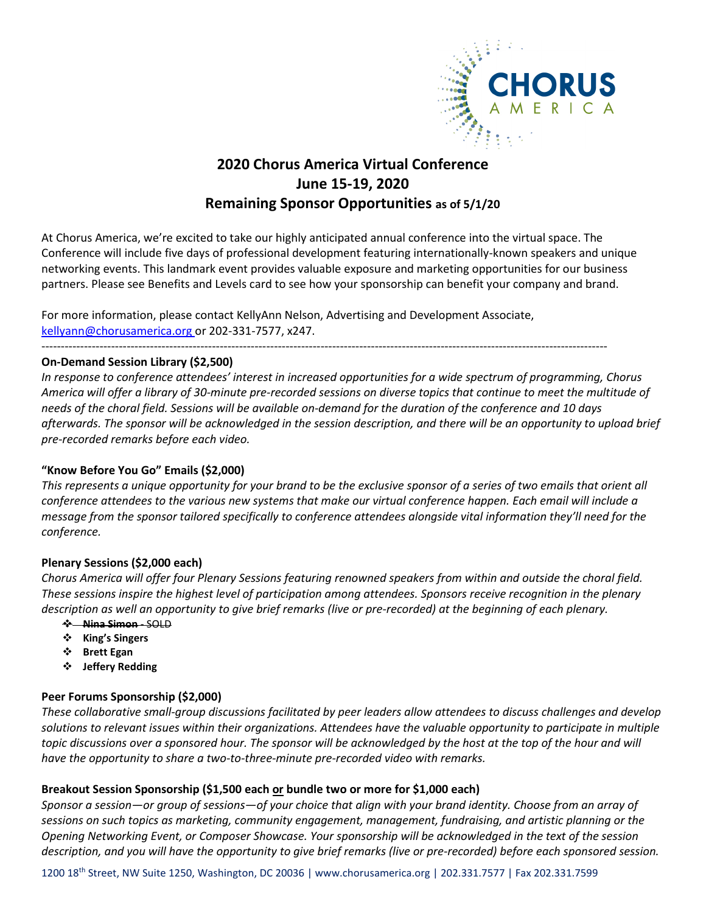# 2020 Chorus America Virtual Conference
# June 15-19, 2020
# Remaining Sponsor Opportunities as of 5/1/20

At Chorus America, we're excited to take our highly anticipated annual conference into the virtual space. The Conference will include five days of professional development featuring internationally-known speakers and unique networking events. This landmark event provides valuable exposure and marketing opportunities for our business partners. Please see Benefits and Levels card to see how your sponsorship can benefit your company and brand.

For more information, please contact KellyAnn Nelson, Advertising and Development Associate, kellyann@chorusamerica.org or 202-331-7577, x247.

---

**On-Demand Session Library ($2,500)**

*In response to conference attendees' interest in increased opportunities for a wide spectrum of programming, Chorus America will offer a library of 30-minute pre-recorded sessions on diverse topics that continue to meet the multitude of needs of the choral field. Sessions will be available on-demand for the duration of the conference and 10 days afterwards. The sponsor will be acknowledged in the session description, and there will be an opportunity to upload brief pre-recorded remarks before each video.*

**"Know Before You Go" Emails ($2,000)**

*This represents a unique opportunity for your brand to be the exclusive sponsor of a series of two emails that orient all conference attendees to the various new systems that make our virtual conference happen. Each email will include a message from the sponsor tailored specifically to conference attendees alongside vital information they'll need for the conference.*

**Plenary Sessions ($2,000 each)**

*Chorus America will offer four Plenary Sessions featuring renowned speakers from within and outside the choral field. These sessions inspire the highest level of participation among attendees. Sponsors receive recognition in the plenary description as well an opportunity to give brief remarks (live or pre-recorded) at the beginning of each plenary.*

- ~~**Nina Simon** - SOLD~~
- **King's Singers**
- **Brett Egan**
- **Jeffery Redding**

**Peer Forums Sponsorship ($2,000)**

*These collaborative small-group discussions facilitated by peer leaders allow attendees to discuss challenges and develop solutions to relevant issues within their organizations. Attendees have the valuable opportunity to participate in multiple topic discussions over a sponsored hour. The sponsor will be acknowledged by the host at the top of the hour and will have the opportunity to share a two-to-three-minute pre-recorded video with remarks.*

**Breakout Session Sponsorship ($1,500 each or bundle two or more for $1,000 each)**

*Sponsor a session—or group of sessions—of your choice that align with your brand identity. Choose from an array of sessions on such topics as marketing, community engagement, management, fundraising, and artistic planning or the Opening Networking Event, or Composer Showcase. Your sponsorship will be acknowledged in the text of the session description, and you will have the opportunity to give brief remarks (live or pre-recorded) before each sponsored session.*

1200 18th Street, NW Suite 1250, Washington, DC 20036 | www.chorusamerica.org | 202.331.7577 | Fax 202.331.7599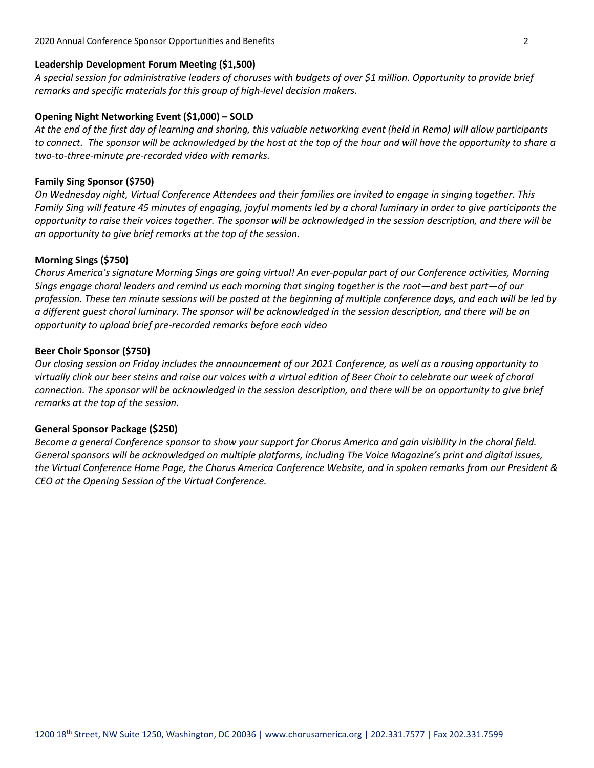**Leadership Development Forum Meeting ($1,500)**

*A special session for administrative leaders of choruses with budgets of over $1 million. Opportunity to provide brief remarks and specific materials for this group of high-level decision makers.*

**Opening Night Networking Event ($1,000) – SOLD**

*At the end of the first day of learning and sharing, this valuable networking event (held in Remo) will allow participants to connect. The sponsor will be acknowledged by the host at the top of the hour and will have the opportunity to share a two-to-three-minute pre-recorded video with remarks.*

**Family Sing Sponsor ($750)**

*On Wednesday night, Virtual Conference Attendees and their families are invited to engage in singing together. This Family Sing will feature 45 minutes of engaging, joyful moments led by a choral luminary in order to give participants the opportunity to raise their voices together. The sponsor will be acknowledged in the session description, and there will be an opportunity to give brief remarks at the top of the session.*

**Morning Sings ($750)**

*Chorus America's signature Morning Sings are going virtual! An ever-popular part of our Conference activities, Morning Sings engage choral leaders and remind us each morning that singing together is the root—and best part—of our profession. These ten minute sessions will be posted at the beginning of multiple conference days, and each will be led by a different guest choral luminary. The sponsor will be acknowledged in the session description, and there will be an opportunity to upload brief pre-recorded remarks before each video*

**Beer Choir Sponsor ($750)**

*Our closing session on Friday includes the announcement of our 2021 Conference, as well as a rousing opportunity to virtually clink our beer steins and raise our voices with a virtual edition of Beer Choir to celebrate our week of choral connection. The sponsor will be acknowledged in the session description, and there will be an opportunity to give brief remarks at the top of the session.*

**General Sponsor Package ($250)**

*Become a general Conference sponsor to show your support for Chorus America and gain visibility in the choral field. General sponsors will be acknowledged on multiple platforms, including The Voice Magazine's print and digital issues, the Virtual Conference Home Page, the Chorus America Conference Website, and in spoken remarks from our President & CEO at the Opening Session of the Virtual Conference.*